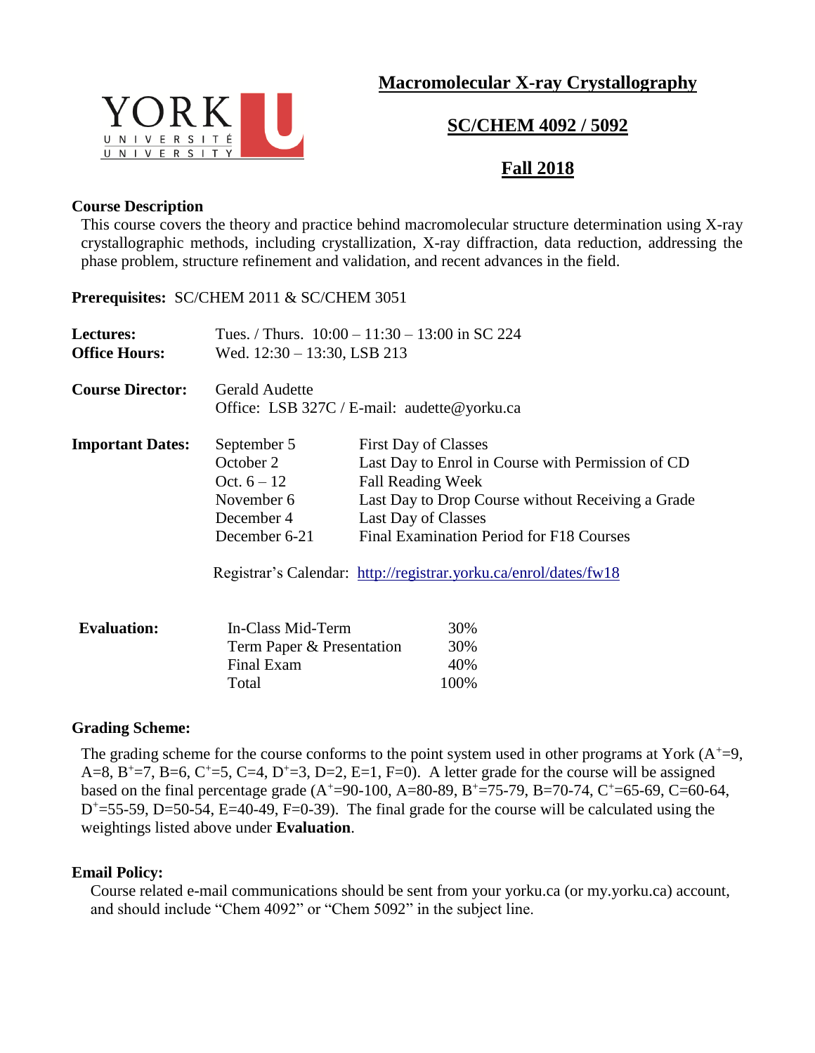# Macromolecular X-ray Crystallography

## SC/CHEM 4092 / 5092

## Fall 2018

**Course Description**

This course covers the theory and practice behind macromolecular structure determination using X-ray crystallographic methods, including crystallization, X-ray diffraction, data reduction, addressing the phase problem, structure refinement and validation, and recent advances in the field.

**Prerequisites:** SC/CHEM 2011 & SC/CHEM 3051

**Lectures:** Tues. / Thurs. 10:00 – 11:30 – 13:00 in SC 224
**Office Hours:** Wed. 12:30 – 13:30, LSB 213

**Course Director:** Gerald Audette
Office: LSB 327C / E-mail: audette@yorku.ca

**Important Dates:**

| Date | Event |
|---|---|
| September 5 | First Day of Classes |
| October 2 | Last Day to Enrol in Course with Permission of CD |
| Oct. 6 – 12 | Fall Reading Week |
| November 6 | Last Day to Drop Course without Receiving a Grade |
| December 4 | Last Day of Classes |
| December 6-21 | Final Examination Period for F18 Courses |

Registrar's Calendar: http://registrar.yorku.ca/enrol/dates/fw18

**Evaluation:**

| Component | Weight |
|---|---|
| In-Class Mid-Term | 30% |
| Term Paper & Presentation | 30% |
| Final Exam | 40% |
| Total | 100% |

**Grading Scheme:**

The grading scheme for the course conforms to the point system used in other programs at York ($A^+$=9, A=8, $B^+$=7, B=6, $C^+$=5, C=4, $D^+$=3, D=2, E=1, F=0). A letter grade for the course will be assigned based on the final percentage grade ($A^+$=90-100, A=80-89, $B^+$=75-79, B=70-74, $C^+$=65-69, C=60-64, $D^+$=55-59, D=50-54, E=40-49, F=0-39). The final grade for the course will be calculated using the weightings listed above under **Evaluation**.

**Email Policy:**

Course related e-mail communications should be sent from your yorku.ca (or my.yorku.ca) account, and should include "Chem 4092" or "Chem 5092" in the subject line.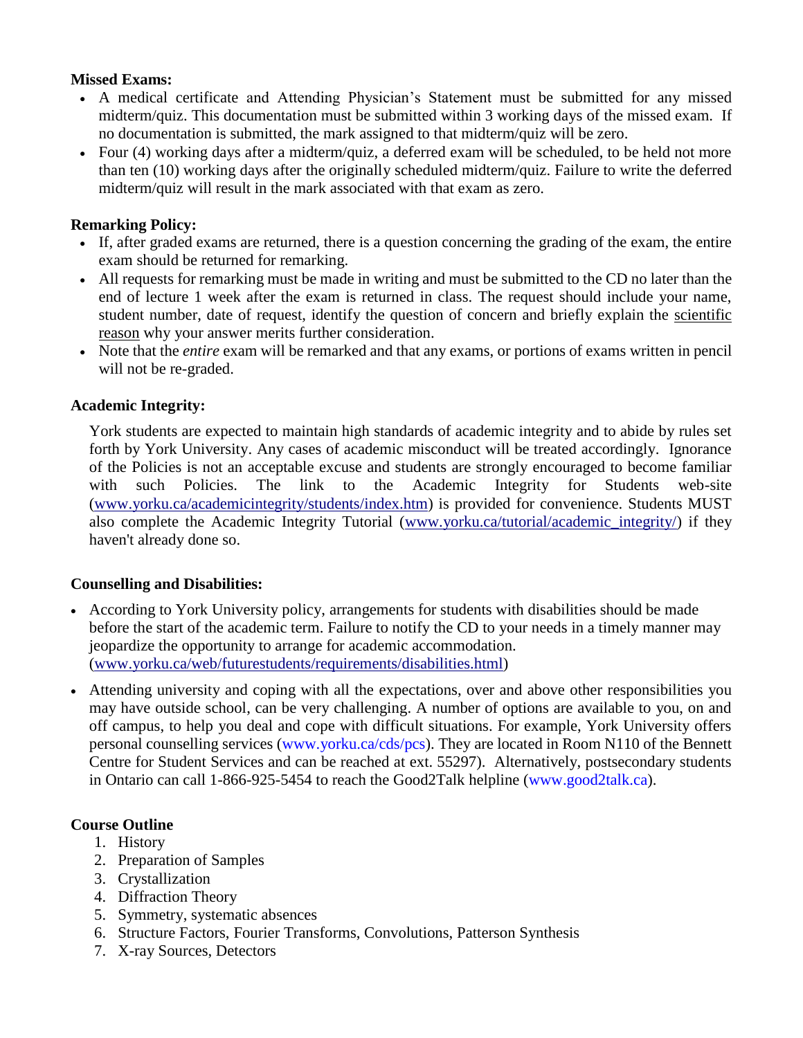**Missed Exams:**

- A medical certificate and Attending Physician's Statement must be submitted for any missed midterm/quiz. This documentation must be submitted within 3 working days of the missed exam. If no documentation is submitted, the mark assigned to that midterm/quiz will be zero.
- Four (4) working days after a midterm/quiz, a deferred exam will be scheduled, to be held not more than ten (10) working days after the originally scheduled midterm/quiz. Failure to write the deferred midterm/quiz will result in the mark associated with that exam as zero.

**Remarking Policy:**

- If, after graded exams are returned, there is a question concerning the grading of the exam, the entire exam should be returned for remarking.
- All requests for remarking must be made in writing and must be submitted to the CD no later than the end of lecture 1 week after the exam is returned in class. The request should include your name, student number, date of request, identify the question of concern and briefly explain the scientific reason why your answer merits further consideration.
- Note that the *entire* exam will be remarked and that any exams, or portions of exams written in pencil will not be re-graded.

**Academic Integrity:**

York students are expected to maintain high standards of academic integrity and to abide by rules set forth by York University. Any cases of academic misconduct will be treated accordingly. Ignorance of the Policies is not an acceptable excuse and students are strongly encouraged to become familiar with such Policies. The link to the Academic Integrity for Students web-site (www.yorku.ca/academicintegrity/students/index.htm) is provided for convenience. Students MUST also complete the Academic Integrity Tutorial (www.yorku.ca/tutorial/academic_integrity/) if they haven't already done so.

**Counselling and Disabilities:**

- According to York University policy, arrangements for students with disabilities should be made before the start of the academic term. Failure to notify the CD to your needs in a timely manner may jeopardize the opportunity to arrange for academic accommodation. (www.yorku.ca/web/futurestudents/requirements/disabilities.html)
- Attending university and coping with all the expectations, over and above other responsibilities you may have outside school, can be very challenging. A number of options are available to you, on and off campus, to help you deal and cope with difficult situations. For example, York University offers personal counselling services (www.yorku.ca/cds/pcs). They are located in Room N110 of the Bennett Centre for Student Services and can be reached at ext. 55297). Alternatively, postsecondary students in Ontario can call 1-866-925-5454 to reach the Good2Talk helpline (www.good2talk.ca).

**Course Outline**

1. History
2. Preparation of Samples
3. Crystallization
4. Diffraction Theory
5. Symmetry, systematic absences
6. Structure Factors, Fourier Transforms, Convolutions, Patterson Synthesis
7. X-ray Sources, Detectors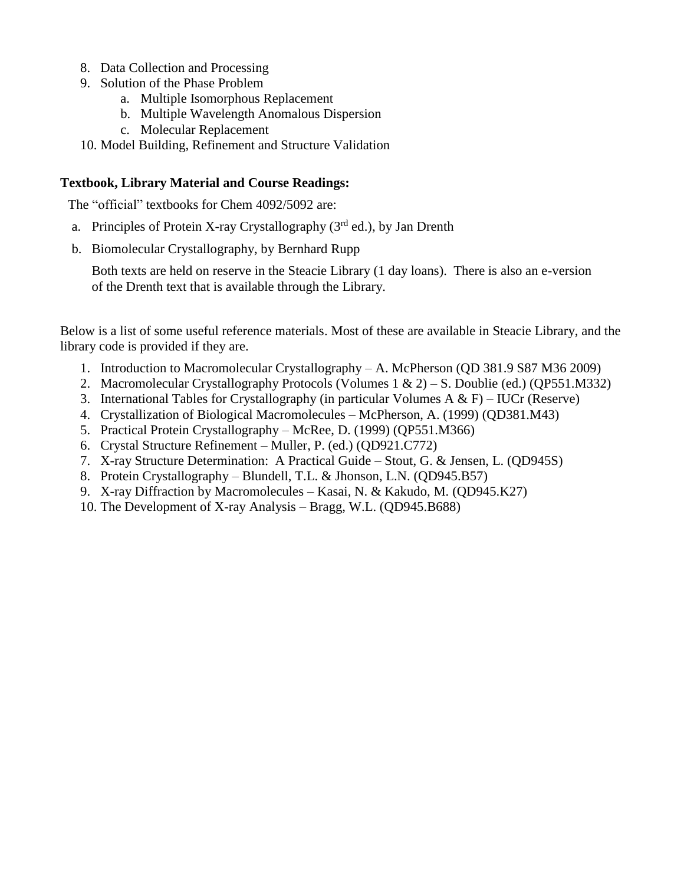8. Data Collection and Processing
9. Solution of the Phase Problem
    a. Multiple Isomorphous Replacement
    b. Multiple Wavelength Anomalous Dispersion
    c. Molecular Replacement
10. Model Building, Refinement and Structure Validation

**Textbook, Library Material and Course Readings:**

The "official" textbooks for Chem 4092/5092 are:

a. Principles of Protein X-ray Crystallography (3rd ed.), by Jan Drenth
b. Biomolecular Crystallography, by Bernhard Rupp

   Both texts are held on reserve in the Steacie Library (1 day loans). There is also an e-version of the Drenth text that is available through the Library.

Below is a list of some useful reference materials. Most of these are available in Steacie Library, and the library code is provided if they are.

1. Introduction to Macromolecular Crystallography – A. McPherson (QD 381.9 S87 M36 2009)
2. Macromolecular Crystallography Protocols (Volumes 1 & 2) – S. Doublie (ed.) (QP551.M332)
3. International Tables for Crystallography (in particular Volumes A & F) – IUCr (Reserve)
4. Crystallization of Biological Macromolecules – McPherson, A. (1999) (QD381.M43)
5. Practical Protein Crystallography – McRee, D. (1999) (QP551.M366)
6. Crystal Structure Refinement – Muller, P. (ed.) (QD921.C772)
7. X-ray Structure Determination: A Practical Guide – Stout, G. & Jensen, L. (QD945S)
8. Protein Crystallography – Blundell, T.L. & Jhonson, L.N. (QD945.B57)
9. X-ray Diffraction by Macromolecules – Kasai, N. & Kakudo, M. (QD945.K27)
10. The Development of X-ray Analysis – Bragg, W.L. (QD945.B688)